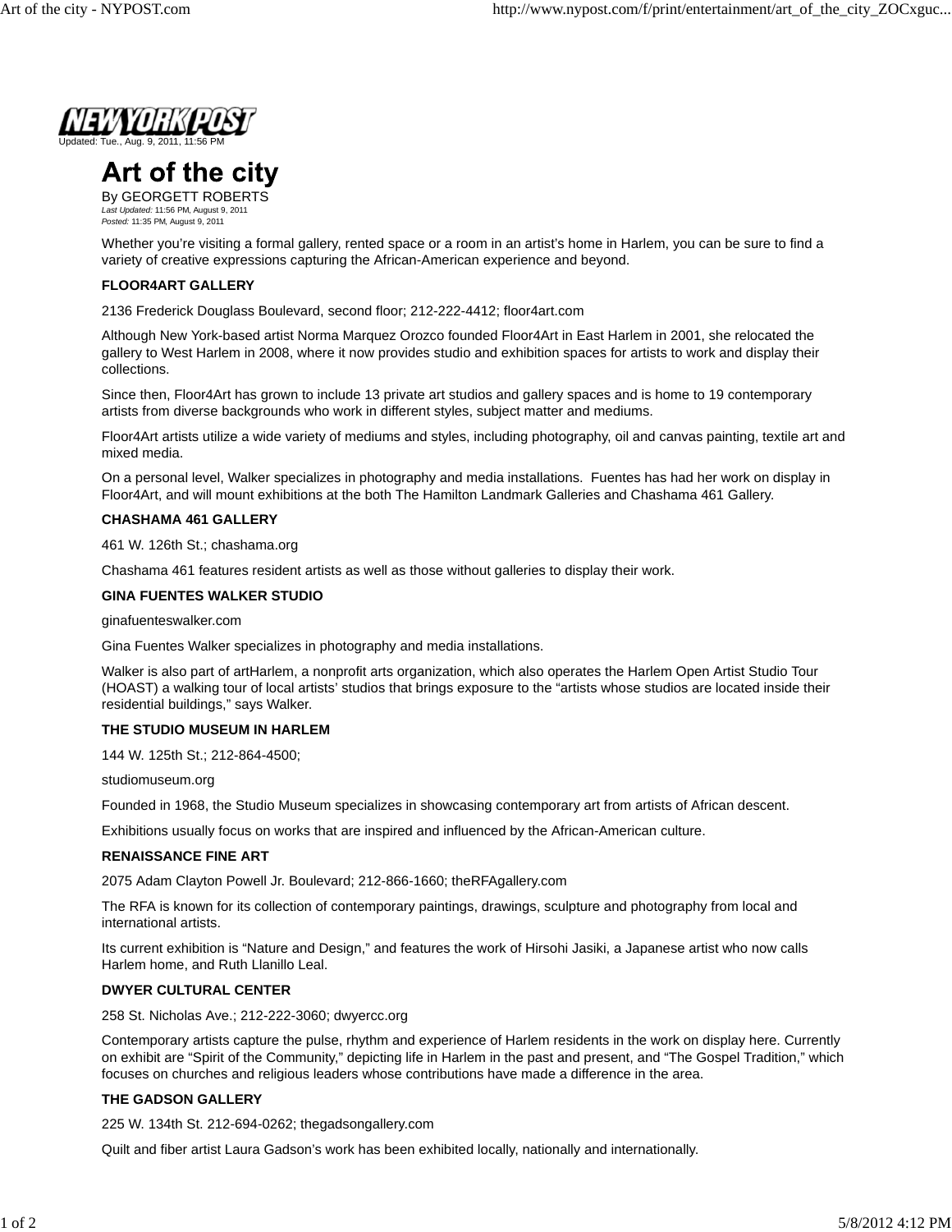NEW YORK POST

Updated: Tue., Aug. 9, 2011, 11:56 PM

# Art of the city

By GEORGETT ROBERTS

*Last Updated:* 11:56 PM, August 9, 2011

*Posted:* 11:35 PM, August 9, 2011

Whether you're visiting a formal gallery, rented space or a room in an artist's home in Harlem, you can be sure to find a variety of creative expressions capturing the African-American experience and beyond.

**FLOOR4ART GALLERY**

2136 Frederick Douglass Boulevard, second floor; 212-222-4412; floor4art.com

Although New York-based artist Norma Marquez Orozco founded Floor4Art in East Harlem in 2001, she relocated the gallery to West Harlem in 2008, where it now provides studio and exhibition spaces for artists to work and display their collections.

Since then, Floor4Art has grown to include 13 private art studios and gallery spaces and is home to 19 contemporary artists from diverse backgrounds who work in different styles, subject matter and mediums.

Floor4Art artists utilize a wide variety of mediums and styles, including photography, oil and canvas painting, textile art and mixed media.

On a personal level, Walker specializes in photography and media installations. Fuentes has had her work on display in Floor4Art, and will mount exhibitions at the both The Hamilton Landmark Galleries and Chashama 461 Gallery.

**CHASHAMA 461 GALLERY**

461 W. 126th St.; chashama.org

Chashama 461 features resident artists as well as those without galleries to display their work.

**GINA FUENTES WALKER STUDIO**

ginafuenteswalker.com

Gina Fuentes Walker specializes in photography and media installations.

Walker is also part of artHarlem, a nonprofit arts organization, which also operates the Harlem Open Artist Studio Tour (HOAST) a walking tour of local artists' studios that brings exposure to the "artists whose studios are located inside their residential buildings," says Walker.

**THE STUDIO MUSEUM IN HARLEM**

144 W. 125th St.; 212-864-4500;

studiomuseum.org

Founded in 1968, the Studio Museum specializes in showcasing contemporary art from artists of African descent.

Exhibitions usually focus on works that are inspired and influenced by the African-American culture.

**RENAISSANCE FINE ART**

2075 Adam Clayton Powell Jr. Boulevard; 212-866-1660; theRFAgallery.com

The RFA is known for its collection of contemporary paintings, drawings, sculpture and photography from local and international artists.

Its current exhibition is "Nature and Design," and features the work of Hirsohi Jasiki, a Japanese artist who now calls Harlem home, and Ruth Llanillo Leal.

**DWYER CULTURAL CENTER**

258 St. Nicholas Ave.; 212-222-3060; dwyercc.org

Contemporary artists capture the pulse, rhythm and experience of Harlem residents in the work on display here. Currently on exhibit are "Spirit of the Community," depicting life in Harlem in the past and present, and "The Gospel Tradition," which focuses on churches and religious leaders whose contributions have made a difference in the area.

**THE GADSON GALLERY**

225 W. 134th St. 212-694-0262; thegadsongallery.com

Quilt and fiber artist Laura Gadson's work has been exhibited locally, nationally and internationally.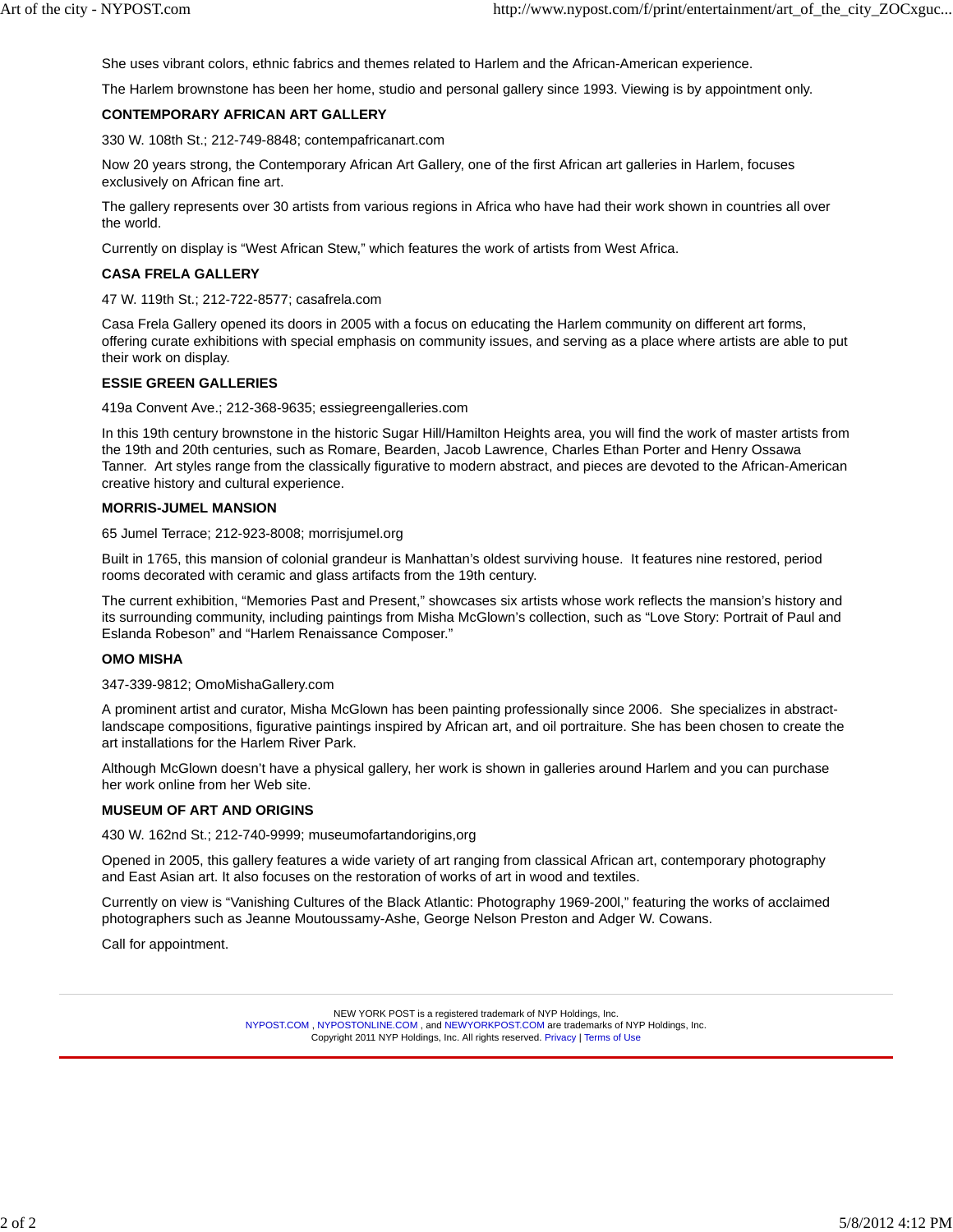She uses vibrant colors, ethnic fabrics and themes related to Harlem and the African-American experience.

The Harlem brownstone has been her home, studio and personal gallery since 1993. Viewing is by appointment only.

**CONTEMPORARY AFRICAN ART GALLERY**

330 W. 108th St.; 212-749-8848; contempafricanart.com

Now 20 years strong, the Contemporary African Art Gallery, one of the first African art galleries in Harlem, focuses exclusively on African fine art.

The gallery represents over 30 artists from various regions in Africa who have had their work shown in countries all over the world.

Currently on display is “West African Stew,” which features the work of artists from West Africa.

**CASA FRELA GALLERY**

47 W. 119th St.; 212-722-8577; casafrela.com

Casa Frela Gallery opened its doors in 2005 with a focus on educating the Harlem community on different art forms, offering curate exhibitions with special emphasis on community issues, and serving as a place where artists are able to put their work on display.

**ESSIE GREEN GALLERIES**

419a Convent Ave.; 212-368-9635; essiegreengalleries.com

In this 19th century brownstone in the historic Sugar Hill/Hamilton Heights area, you will find the work of master artists from the 19th and 20th centuries, such as Romare, Bearden, Jacob Lawrence, Charles Ethan Porter and Henry Ossawa Tanner. Art styles range from the classically figurative to modern abstract, and pieces are devoted to the African-American creative history and cultural experience.

**MORRIS-JUMEL MANSION**

65 Jumel Terrace; 212-923-8008; morrisjumel.org

Built in 1765, this mansion of colonial grandeur is Manhattan’s oldest surviving house. It features nine restored, period rooms decorated with ceramic and glass artifacts from the 19th century.

The current exhibition, “Memories Past and Present,” showcases six artists whose work reflects the mansion’s history and its surrounding community, including paintings from Misha McGlown’s collection, such as “Love Story: Portrait of Paul and Eslanda Robeson” and “Harlem Renaissance Composer.”

**OMO MISHA**

347-339-9812; OmoMishaGallery.com

A prominent artist and curator, Misha McGlown has been painting professionally since 2006. She specializes in abstract-landscape compositions, figurative paintings inspired by African art, and oil portraiture. She has been chosen to create the art installations for the Harlem River Park.

Although McGlown doesn’t have a physical gallery, her work is shown in galleries around Harlem and you can purchase her work online from her Web site.

**MUSEUM OF ART AND ORIGINS**

430 W. 162nd St.; 212-740-9999; museumofartandorigins,org

Opened in 2005, this gallery features a wide variety of art ranging from classical African art, contemporary photography and East Asian art. It also focuses on the restoration of works of art in wood and textiles.

Currently on view is “Vanishing Cultures of the Black Atlantic: Photography 1969-200l,” featuring the works of acclaimed photographers such as Jeanne Moutoussamy-Ashe, George Nelson Preston and Adger W. Cowans.

Call for appointment.

NEW YORK POST is a registered trademark of NYP Holdings, Inc.
NYPOST.COM , NYPOSTONLINE.COM , and NEWYORKPOST.COM are trademarks of NYP Holdings, Inc.
Copyright 2011 NYP Holdings, Inc. All rights reserved. Privacy | Terms of Use